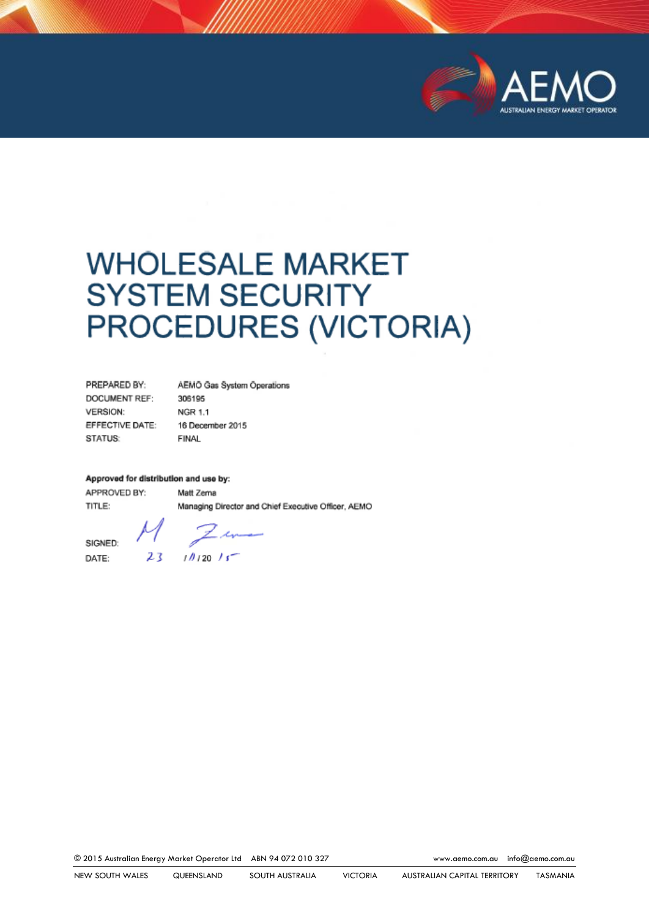# WHOLESALE MARKET SYSTEM SECURITY PROCEDURES (VICTORIA)

| | |
|---|---|
| PREPARED BY: | AEMO Gas System Operations |
| DOCUMENT REF: | 306195 |
| VERSION: | NGR 1.1 |
| EFFECTIVE DATE: | 16 December 2015 |
| STATUS: | FINAL |

**Approved for distribution and use by:**

| | |
|---|---|
| APPROVED BY: | Matt Zema |
| TITLE: | Managing Director and Chief Executive Officer, AEMO |

SIGNED: M Zema

DATE: 23 / 11 / 2015

© 2015 Australian Energy Market Operator Ltd ABN 94 072 010 327 www.aemo.com.au info@aemo.com.au

NEW SOUTH WALES QUEENSLAND SOUTH AUSTRALIA VICTORIA AUSTRALIAN CAPITAL TERRITORY TASMANIA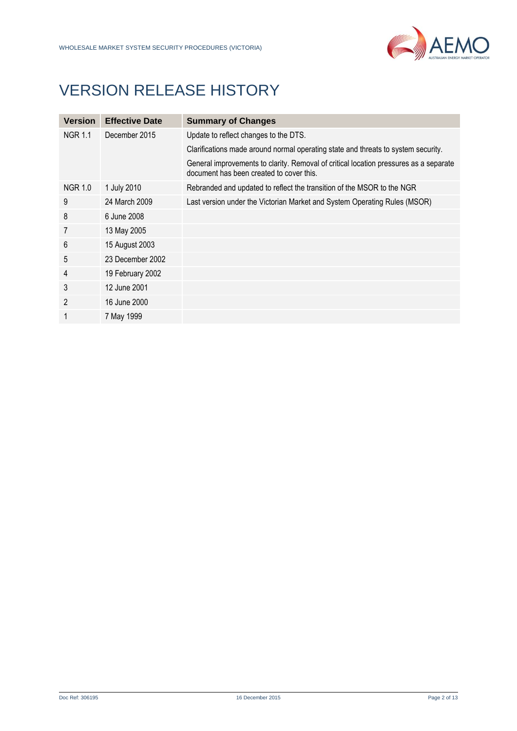# VERSION RELEASE HISTORY

| Version | Effective Date | Summary of Changes |
| --- | --- | --- |
| NGR 1.1 | December 2015 | Update to reflect changes to the DTS. |
| | | Clarifications made around normal operating state and threats to system security. |
| | | General improvements to clarity. Removal of critical location pressures as a separate document has been created to cover this. |
| NGR 1.0 | 1 July 2010 | Rebranded and updated to reflect the transition of the MSOR to the NGR |
| 9 | 24 March 2009 | Last version under the Victorian Market and System Operating Rules (MSOR) |
| 8 | 6 June 2008 | |
| 7 | 13 May 2005 | |
| 6 | 15 August 2003 | |
| 5 | 23 December 2002 | |
| 4 | 19 February 2002 | |
| 3 | 12 June 2001 | |
| 2 | 16 June 2000 | |
| 1 | 7 May 1999 | |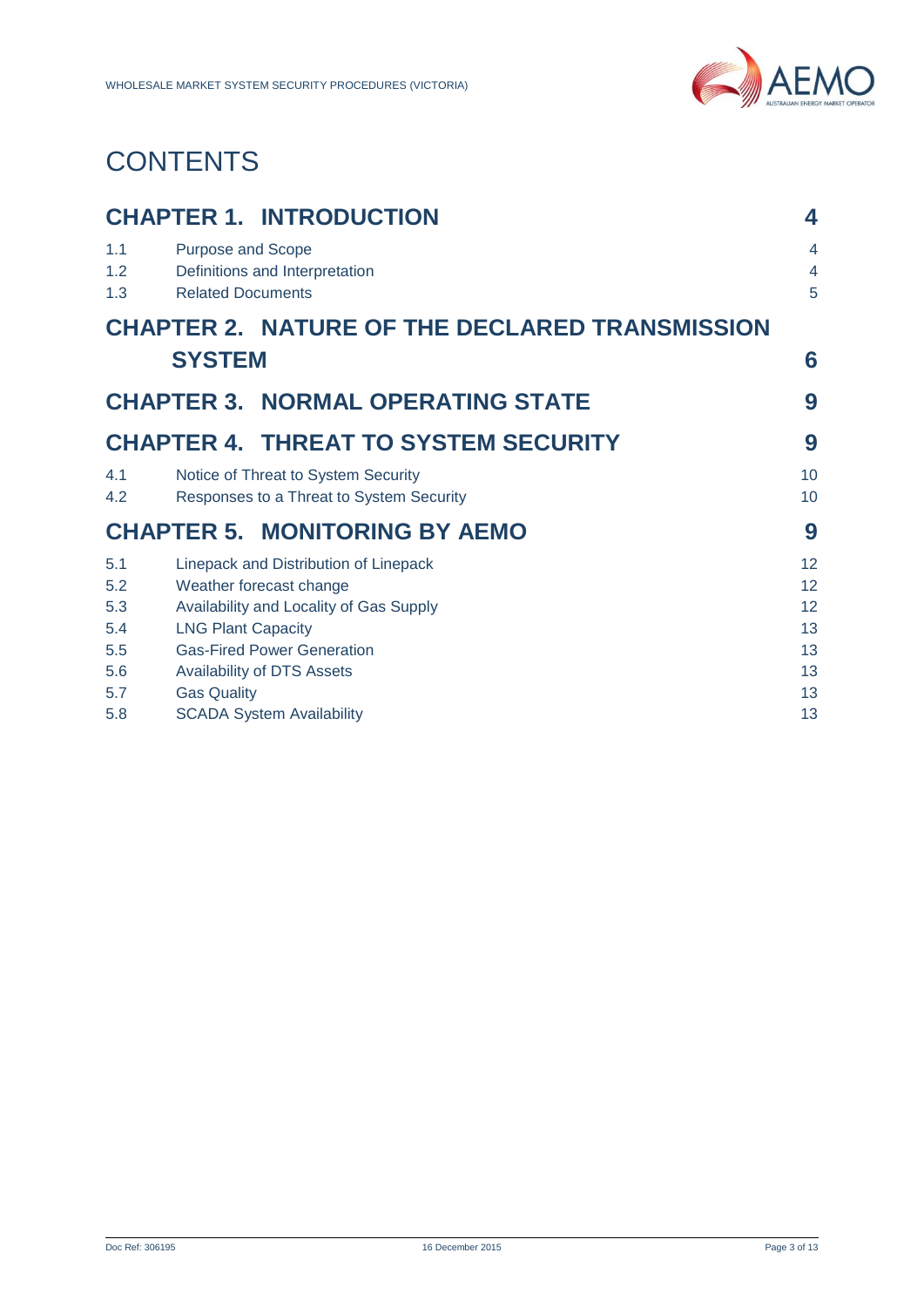# CONTENTS

| | | |
|---|---|---|
| **CHAPTER 1. INTRODUCTION** | | **4** |
| 1.1 | Purpose and Scope | 4 |
| 1.2 | Definitions and Interpretation | 4 |
| 1.3 | Related Documents | 5 |
| **CHAPTER 2. NATURE OF THE DECLARED TRANSMISSION SYSTEM** | | **6** |
| **CHAPTER 3. NORMAL OPERATING STATE** | | **9** |
| **CHAPTER 4. THREAT TO SYSTEM SECURITY** | | **9** |
| 4.1 | Notice of Threat to System Security | 10 |
| 4.2 | Responses to a Threat to System Security | 10 |
| **CHAPTER 5. MONITORING BY AEMO** | | **9** |
| 5.1 | Linepack and Distribution of Linepack | 12 |
| 5.2 | Weather forecast change | 12 |
| 5.3 | Availability and Locality of Gas Supply | 12 |
| 5.4 | LNG Plant Capacity | 13 |
| 5.5 | Gas-Fired Power Generation | 13 |
| 5.6 | Availability of DTS Assets | 13 |
| 5.7 | Gas Quality | 13 |
| 5.8 | SCADA System Availability | 13 |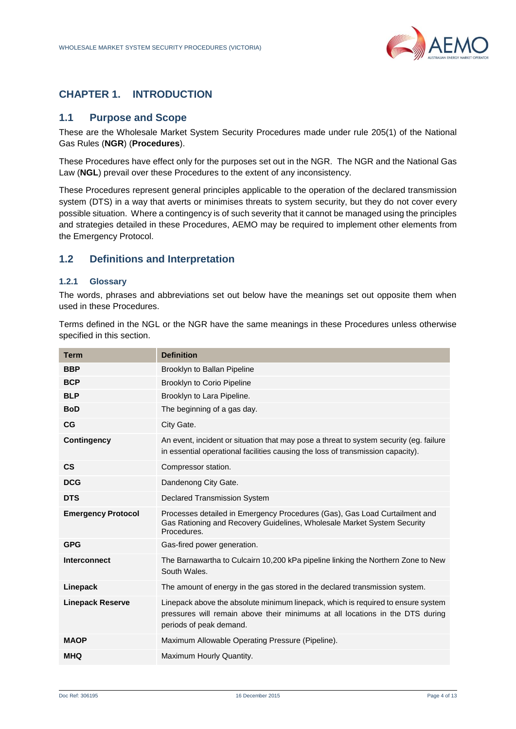# CHAPTER 1. INTRODUCTION

## 1.1 Purpose and Scope

These are the Wholesale Market System Security Procedures made under rule 205(1) of the National Gas Rules (**NGR**) (**Procedures**).

These Procedures have effect only for the purposes set out in the NGR. The NGR and the National Gas Law (**NGL**) prevail over these Procedures to the extent of any inconsistency.

These Procedures represent general principles applicable to the operation of the declared transmission system (DTS) in a way that averts or minimises threats to system security, but they do not cover every possible situation. Where a contingency is of such severity that it cannot be managed using the principles and strategies detailed in these Procedures, AEMO may be required to implement other elements from the Emergency Protocol.

## 1.2 Definitions and Interpretation

### 1.2.1 Glossary

The words, phrases and abbreviations set out below have the meanings set out opposite them when used in these Procedures.

Terms defined in the NGL or the NGR have the same meanings in these Procedures unless otherwise specified in this section.

| Term | Definition |
|---|---|
| **BBP** | Brooklyn to Ballan Pipeline |
| **BCP** | Brooklyn to Corio Pipeline |
| **BLP** | Brooklyn to Lara Pipeline. |
| **BoD** | The beginning of a gas day. |
| **CG** | City Gate. |
| **Contingency** | An event, incident or situation that may pose a threat to system security (eg. failure in essential operational facilities causing the loss of transmission capacity). |
| **CS** | Compressor station. |
| **DCG** | Dandenong City Gate. |
| **DTS** | Declared Transmission System |
| **Emergency Protocol** | Processes detailed in Emergency Procedures (Gas), Gas Load Curtailment and Gas Rationing and Recovery Guidelines, Wholesale Market System Security Procedures. |
| **GPG** | Gas-fired power generation. |
| **Interconnect** | The Barnawartha to Culcairn 10,200 kPa pipeline linking the Northern Zone to New South Wales. |
| **Linepack** | The amount of energy in the gas stored in the declared transmission system. |
| **Linepack Reserve** | Linepack above the absolute minimum linepack, which is required to ensure system pressures will remain above their minimums at all locations in the DTS during periods of peak demand. |
| **MAOP** | Maximum Allowable Operating Pressure (Pipeline). |
| **MHQ** | Maximum Hourly Quantity. |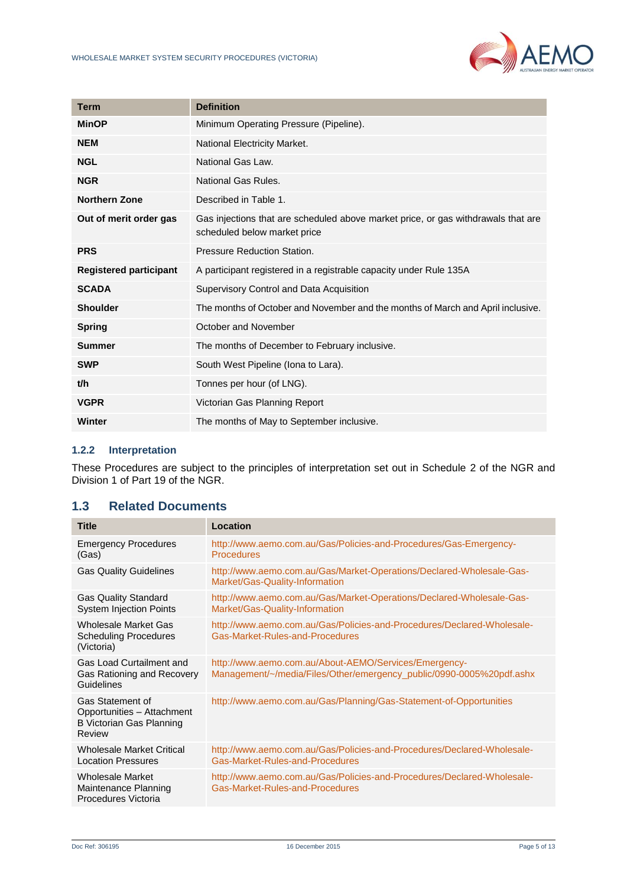| Term | Definition |
|---|---|
| **MinOP** | Minimum Operating Pressure (Pipeline). |
| **NEM** | National Electricity Market. |
| **NGL** | National Gas Law. |
| **NGR** | National Gas Rules. |
| **Northern Zone** | Described in Table 1. |
| **Out of merit order gas** | Gas injections that are scheduled above market price, or gas withdrawals that are scheduled below market price |
| **PRS** | Pressure Reduction Station. |
| **Registered participant** | A participant registered in a registrable capacity under Rule 135A |
| **SCADA** | Supervisory Control and Data Acquisition |
| **Shoulder** | The months of October and November and the months of March and April inclusive. |
| **Spring** | October and November |
| **Summer** | The months of December to February inclusive. |
| **SWP** | South West Pipeline (Iona to Lara). |
| **t/h** | Tonnes per hour (of LNG). |
| **VGPR** | Victorian Gas Planning Report |
| **Winter** | The months of May to September inclusive. |

### 1.2.2 Interpretation

These Procedures are subject to the principles of interpretation set out in Schedule 2 of the NGR and Division 1 of Part 19 of the NGR.

## 1.3 Related Documents

| Title | Location |
|---|---|
| Emergency Procedures (Gas) | http://www.aemo.com.au/Gas/Policies-and-Procedures/Gas-Emergency-Procedures |
| Gas Quality Guidelines | http://www.aemo.com.au/Gas/Market-Operations/Declared-Wholesale-Gas-Market/Gas-Quality-Information |
| Gas Quality Standard System Injection Points | http://www.aemo.com.au/Gas/Market-Operations/Declared-Wholesale-Gas-Market/Gas-Quality-Information |
| Wholesale Market Gas Scheduling Procedures (Victoria) | http://www.aemo.com.au/Gas/Policies-and-Procedures/Declared-Wholesale-Gas-Market-Rules-and-Procedures |
| Gas Load Curtailment and Gas Rationing and Recovery Guidelines | http://www.aemo.com.au/About-AEMO/Services/Emergency-Management/~/media/Files/Other/emergency_public/0990-0005%20pdf.ashx |
| Gas Statement of Opportunities – Attachment B Victorian Gas Planning Review | http://www.aemo.com.au/Gas/Planning/Gas-Statement-of-Opportunities |
| Wholesale Market Critical Location Pressures | http://www.aemo.com.au/Gas/Policies-and-Procedures/Declared-Wholesale-Gas-Market-Rules-and-Procedures |
| Wholesale Market Maintenance Planning Procedures Victoria | http://www.aemo.com.au/Gas/Policies-and-Procedures/Declared-Wholesale-Gas-Market-Rules-and-Procedures |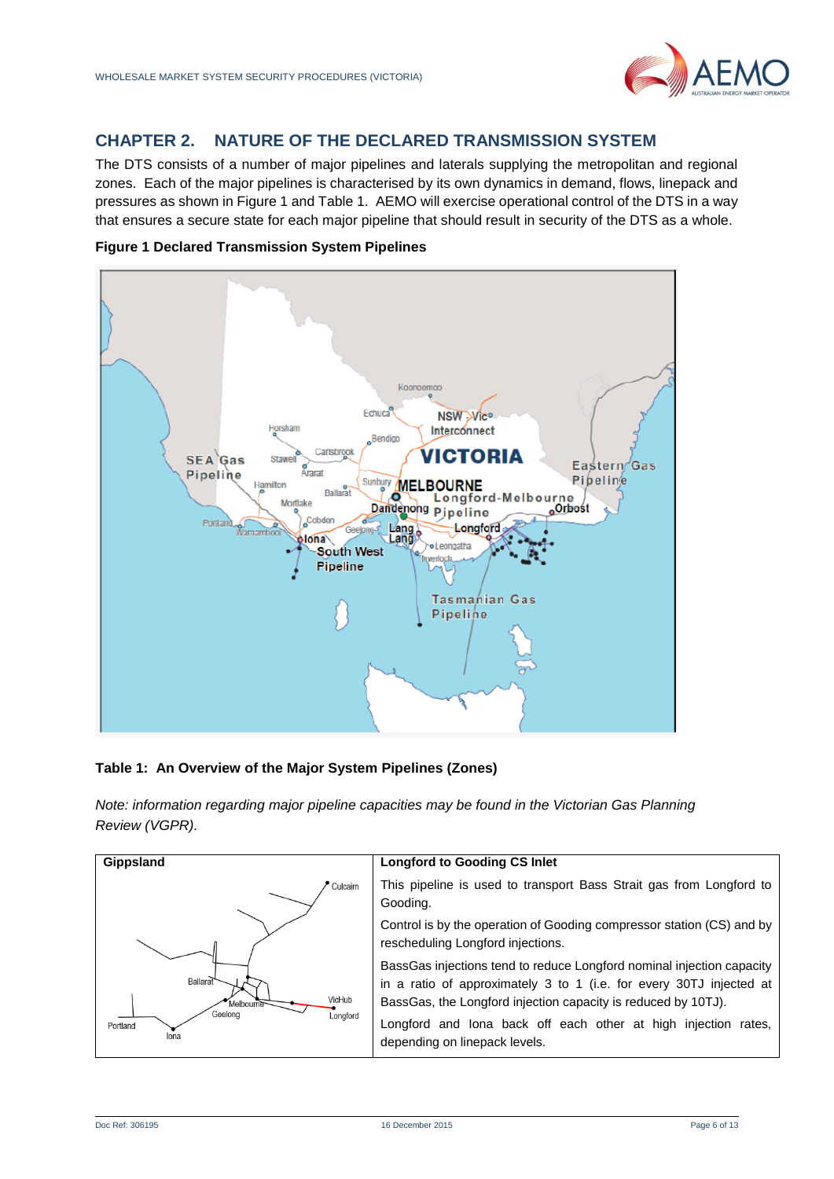# CHAPTER 2. NATURE OF THE DECLARED TRANSMISSION SYSTEM

The DTS consists of a number of major pipelines and laterals supplying the metropolitan and regional zones. Each of the major pipelines is characterised by its own dynamics in demand, flows, linepack and pressures as shown in Figure 1 and Table 1. AEMO will exercise operational control of the DTS in a way that ensures a secure state for each major pipeline that should result in security of the DTS as a whole.

**Figure 1 Declared Transmission System Pipelines**

**Table 1: An Overview of the Major System Pipelines (Zones)**

*Note: information regarding major pipeline capacities may be found in the Victorian Gas Planning Review (VGPR).*

| Gippsland | Longford to Gooding CS Inlet |
|---|---|
| | This pipeline is used to transport Bass Strait gas from Longford to Gooding.<br><br>Control is by the operation of Gooding compressor station (CS) and by rescheduling Longford injections.<br><br>BassGas injections tend to reduce Longford nominal injection capacity in a ratio of approximately 3 to 1 (i.e. for every 30TJ injected at BassGas, the Longford injection capacity is reduced by 10TJ).<br><br>Longford and Iona back off each other at high injection rates, depending on linepack levels. |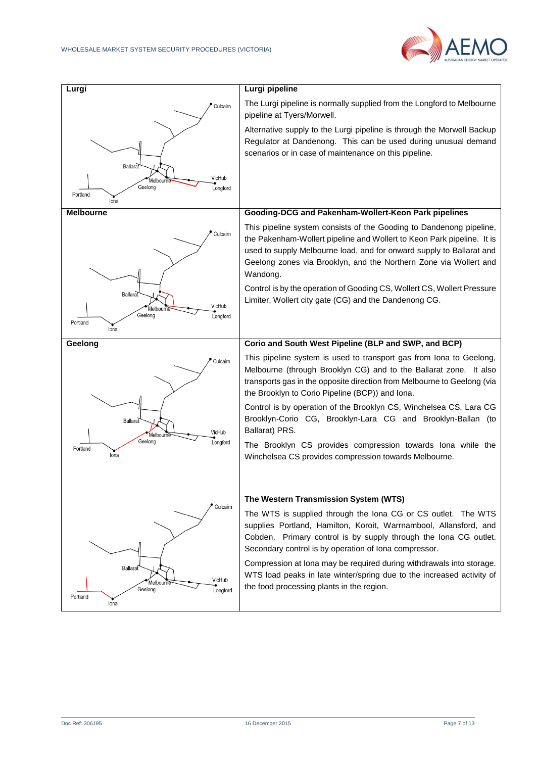| Lurgi | Lurgi pipeline |
|---|---|
| Culcairn, Ballarat, Melbourne, VicHub, Geelong, Longford, Portland, Iona | The Lurgi pipeline is normally supplied from the Longford to Melbourne pipeline at Tyers/Morwell. Alternative supply to the Lurgi pipeline is through the Morwell Backup Regulator at Dandenong. This can be used during unusual demand scenarios or in case of maintenance on this pipeline. |
| **Melbourne** | **Gooding-DCG and Pakenham-Wollert-Keon Park pipelines** |
| Culcairn, Ballarat, Melbourne, VicHub, Geelong, Longford, Portland, Iona | This pipeline system consists of the Gooding to Dandenong pipeline, the Pakenham-Wollert pipeline and Wollert to Keon Park pipeline. It is used to supply Melbourne load, and for onward supply to Ballarat and Geelong zones via Brooklyn, and the Northern Zone via Wollert and Wandong. Control is by the operation of Gooding CS, Wollert CS, Wollert Pressure Limiter, Wollert city gate (CG) and the Dandenong CG. |
| **Geelong** | **Corio and South West Pipeline (BLP and SWP, and BCP)** |
| Culcairn, Ballarat, Melbourne, VicHub, Geelong, Longford, Portland, Iona | This pipeline system is used to transport gas from Iona to Geelong, Melbourne (through Brooklyn CG) and to the Ballarat zone. It also transports gas in the opposite direction from Melbourne to Geelong (via the Brooklyn to Corio Pipeline (BCP)) and Iona. Control is by operation of the Brooklyn CS, Winchelsea CS, Lara CG Brooklyn-Corio CG, Brooklyn-Lara CG and Brooklyn-Ballan (to Ballarat) PRS. The Brooklyn CS provides compression towards Iona while the Winchelsea CS provides compression towards Melbourne. |
| | **The Western Transmission System (WTS)** |
| Culcairn, Ballarat, Melbourne, VicHub, Geelong, Longford, Portland, Iona | The WTS is supplied through the Iona CG or CS outlet. The WTS supplies Portland, Hamilton, Koroit, Warrnambool, Allansford, and Cobden. Primary control is by supply through the Iona CG outlet. Secondary control is by operation of Iona compressor. Compression at Iona may be required during withdrawals into storage. WTS load peaks in late winter/spring due to the increased activity of the food processing plants in the region. |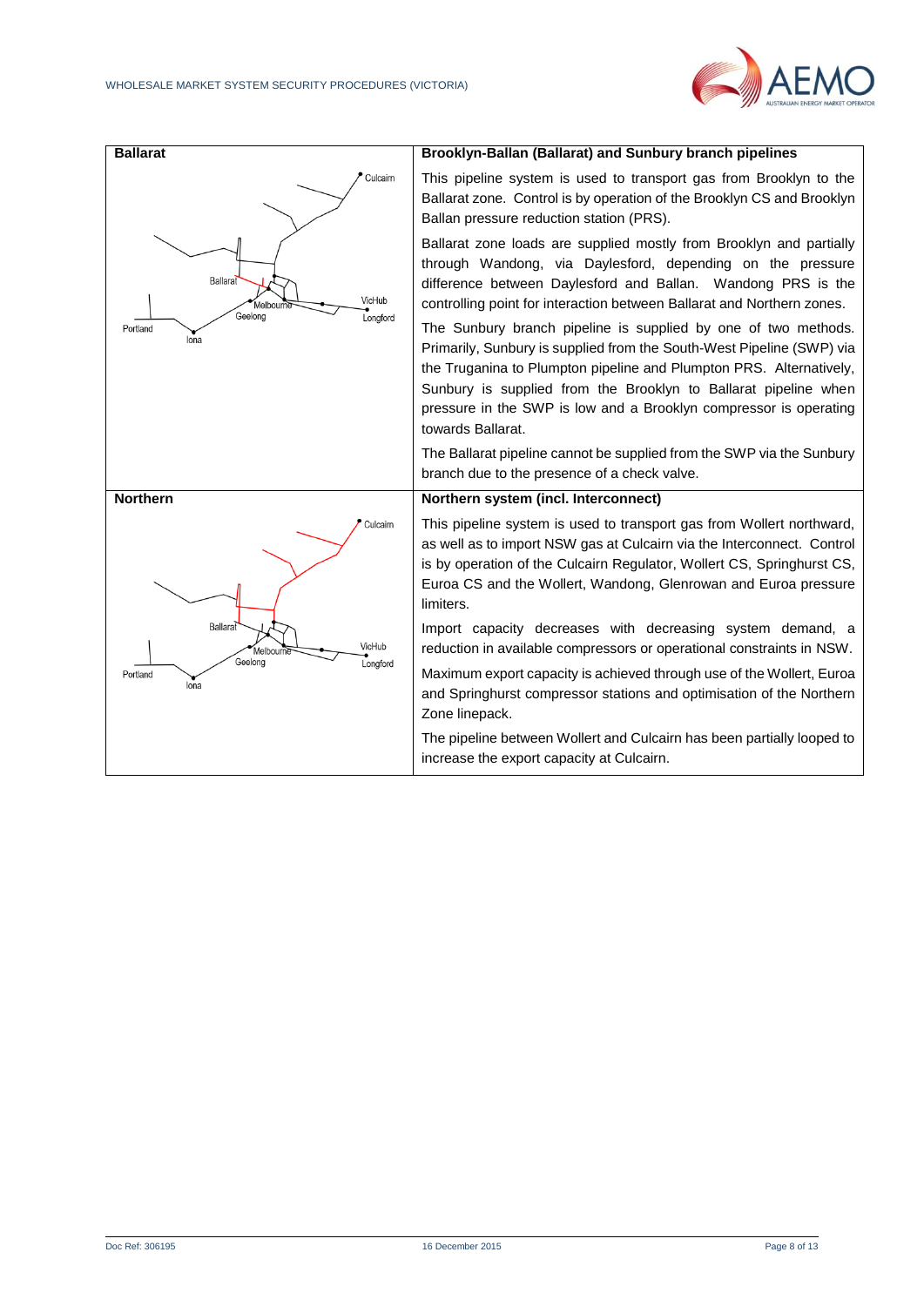| Ballarat | Brooklyn-Ballan (Ballarat) and Sunbury branch pipelines |
|---|---|
| Culcairn<br>Ballarat<br>Melbourne<br>VicHub<br>Geelong<br>Longford<br>Portland<br>Iona | This pipeline system is used to transport gas from Brooklyn to the Ballarat zone. Control is by operation of the Brooklyn CS and Brooklyn Ballan pressure reduction station (PRS).<br><br>Ballarat zone loads are supplied mostly from Brooklyn and partially through Wandong, via Daylesford, depending on the pressure difference between Daylesford and Ballan. Wandong PRS is the controlling point for interaction between Ballarat and Northern zones.<br><br>The Sunbury branch pipeline is supplied by one of two methods. Primarily, Sunbury is supplied from the South-West Pipeline (SWP) via the Truganina to Plumpton pipeline and Plumpton PRS. Alternatively, Sunbury is supplied from the Brooklyn to Ballarat pipeline when pressure in the SWP is low and a Brooklyn compressor is operating towards Ballarat.<br><br>The Ballarat pipeline cannot be supplied from the SWP via the Sunbury branch due to the presence of a check valve. |
| **Northern** | **Northern system (incl. Interconnect)** |
| Culcairn<br>Ballarat<br>Melbourne<br>VicHub<br>Geelong<br>Longford<br>Portland<br>Iona | This pipeline system is used to transport gas from Wollert northward, as well as to import NSW gas at Culcairn via the Interconnect. Control is by operation of the Culcairn Regulator, Wollert CS, Springhurst CS, Euroa CS and the Wollert, Wandong, Glenrowan and Euroa pressure limiters.<br><br>Import capacity decreases with decreasing system demand, a reduction in available compressors or operational constraints in NSW.<br><br>Maximum export capacity is achieved through use of the Wollert, Euroa and Springhurst compressor stations and optimisation of the Northern Zone linepack.<br><br>The pipeline between Wollert and Culcairn has been partially looped to increase the export capacity at Culcairn. |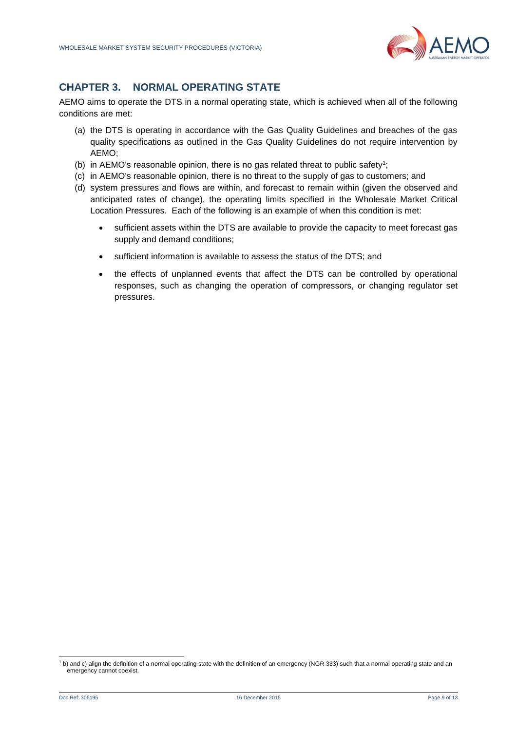## CHAPTER 3. NORMAL OPERATING STATE

AEMO aims to operate the DTS in a normal operating state, which is achieved when all of the following conditions are met:

(a) the DTS is operating in accordance with the Gas Quality Guidelines and breaches of the gas quality specifications as outlined in the Gas Quality Guidelines do not require intervention by AEMO;

(b) in AEMO's reasonable opinion, there is no gas related threat to public safety[1];

(c) in AEMO's reasonable opinion, there is no threat to the supply of gas to customers; and

(d) system pressures and flows are within, and forecast to remain within (given the observed and anticipated rates of change), the operating limits specified in the Wholesale Market Critical Location Pressures. Each of the following is an example of when this condition is met:

- sufficient assets within the DTS are available to provide the capacity to meet forecast gas supply and demand conditions;
- sufficient information is available to assess the status of the DTS; and
- the effects of unplanned events that affect the DTS can be controlled by operational responses, such as changing the operation of compressors, or changing regulator set pressures.

[1] b) and c) align the definition of a normal operating state with the definition of an emergency (NGR 333) such that a normal operating state and an emergency cannot coexist.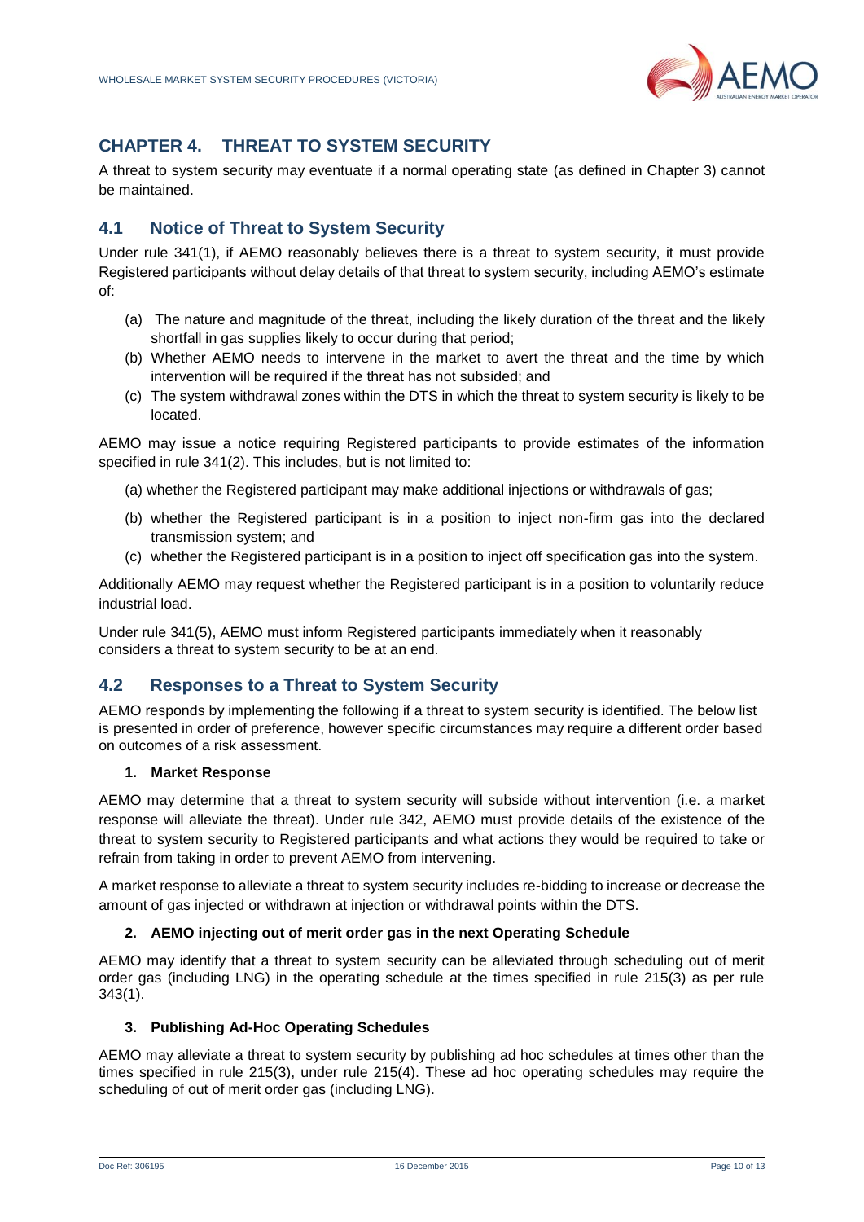## CHAPTER 4. THREAT TO SYSTEM SECURITY

A threat to system security may eventuate if a normal operating state (as defined in Chapter 3) cannot be maintained.

### 4.1 Notice of Threat to System Security

Under rule 341(1), if AEMO reasonably believes there is a threat to system security, it must provide Registered participants without delay details of that threat to system security, including AEMO's estimate of:

(a) The nature and magnitude of the threat, including the likely duration of the threat and the likely shortfall in gas supplies likely to occur during that period;

(b) Whether AEMO needs to intervene in the market to avert the threat and the time by which intervention will be required if the threat has not subsided; and

(c) The system withdrawal zones within the DTS in which the threat to system security is likely to be located.

AEMO may issue a notice requiring Registered participants to provide estimates of the information specified in rule 341(2). This includes, but is not limited to:

(a) whether the Registered participant may make additional injections or withdrawals of gas;

(b) whether the Registered participant is in a position to inject non-firm gas into the declared transmission system; and

(c) whether the Registered participant is in a position to inject off specification gas into the system.

Additionally AEMO may request whether the Registered participant is in a position to voluntarily reduce industrial load.

Under rule 341(5), AEMO must inform Registered participants immediately when it reasonably considers a threat to system security to be at an end.

### 4.2 Responses to a Threat to System Security

AEMO responds by implementing the following if a threat to system security is identified. The below list is presented in order of preference, however specific circumstances may require a different order based on outcomes of a risk assessment.

#### 1. Market Response

AEMO may determine that a threat to system security will subside without intervention (i.e. a market response will alleviate the threat). Under rule 342, AEMO must provide details of the existence of the threat to system security to Registered participants and what actions they would be required to take or refrain from taking in order to prevent AEMO from intervening.

A market response to alleviate a threat to system security includes re-bidding to increase or decrease the amount of gas injected or withdrawn at injection or withdrawal points within the DTS.

#### 2. AEMO injecting out of merit order gas in the next Operating Schedule

AEMO may identify that a threat to system security can be alleviated through scheduling out of merit order gas (including LNG) in the operating schedule at the times specified in rule 215(3) as per rule 343(1).

#### 3. Publishing Ad-Hoc Operating Schedules

AEMO may alleviate a threat to system security by publishing ad hoc schedules at times other than the times specified in rule 215(3), under rule 215(4). These ad hoc operating schedules may require the scheduling of out of merit order gas (including LNG).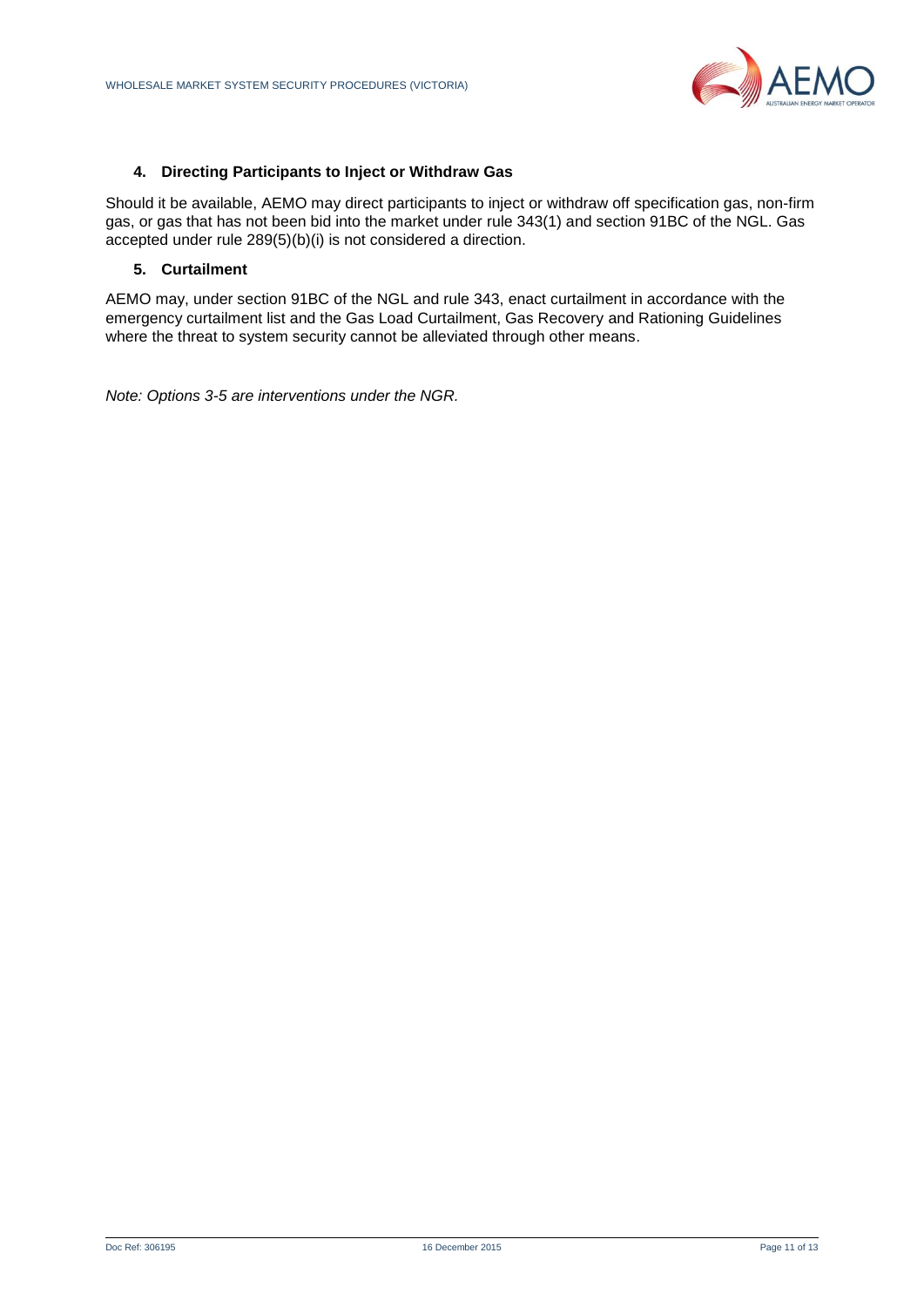### 4. Directing Participants to Inject or Withdraw Gas

Should it be available, AEMO may direct participants to inject or withdraw off specification gas, non-firm gas, or gas that has not been bid into the market under rule 343(1) and section 91BC of the NGL. Gas accepted under rule 289(5)(b)(i) is not considered a direction.

### 5. Curtailment

AEMO may, under section 91BC of the NGL and rule 343, enact curtailment in accordance with the emergency curtailment list and the Gas Load Curtailment, Gas Recovery and Rationing Guidelines where the threat to system security cannot be alleviated through other means.

*Note: Options 3-5 are interventions under the NGR.*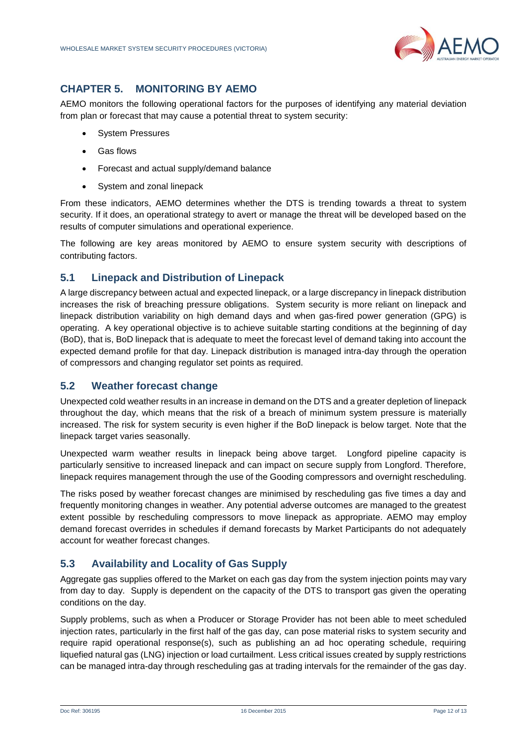# CHAPTER 5. MONITORING BY AEMO

AEMO monitors the following operational factors for the purposes of identifying any material deviation from plan or forecast that may cause a potential threat to system security:

- System Pressures
- Gas flows
- Forecast and actual supply/demand balance
- System and zonal linepack

From these indicators, AEMO determines whether the DTS is trending towards a threat to system security. If it does, an operational strategy to avert or manage the threat will be developed based on the results of computer simulations and operational experience.

The following are key areas monitored by AEMO to ensure system security with descriptions of contributing factors.

## 5.1 Linepack and Distribution of Linepack

A large discrepancy between actual and expected linepack, or a large discrepancy in linepack distribution increases the risk of breaching pressure obligations. System security is more reliant on linepack and linepack distribution variability on high demand days and when gas-fired power generation (GPG) is operating. A key operational objective is to achieve suitable starting conditions at the beginning of day (BoD), that is, BoD linepack that is adequate to meet the forecast level of demand taking into account the expected demand profile for that day. Linepack distribution is managed intra-day through the operation of compressors and changing regulator set points as required.

## 5.2 Weather forecast change

Unexpected cold weather results in an increase in demand on the DTS and a greater depletion of linepack throughout the day, which means that the risk of a breach of minimum system pressure is materially increased. The risk for system security is even higher if the BoD linepack is below target. Note that the linepack target varies seasonally.

Unexpected warm weather results in linepack being above target. Longford pipeline capacity is particularly sensitive to increased linepack and can impact on secure supply from Longford. Therefore, linepack requires management through the use of the Gooding compressors and overnight rescheduling.

The risks posed by weather forecast changes are minimised by rescheduling gas five times a day and frequently monitoring changes in weather. Any potential adverse outcomes are managed to the greatest extent possible by rescheduling compressors to move linepack as appropriate. AEMO may employ demand forecast overrides in schedules if demand forecasts by Market Participants do not adequately account for weather forecast changes.

## 5.3 Availability and Locality of Gas Supply

Aggregate gas supplies offered to the Market on each gas day from the system injection points may vary from day to day. Supply is dependent on the capacity of the DTS to transport gas given the operating conditions on the day.

Supply problems, such as when a Producer or Storage Provider has not been able to meet scheduled injection rates, particularly in the first half of the gas day, can pose material risks to system security and require rapid operational response(s), such as publishing an ad hoc operating schedule, requiring liquefied natural gas (LNG) injection or load curtailment. Less critical issues created by supply restrictions can be managed intra-day through rescheduling gas at trading intervals for the remainder of the gas day.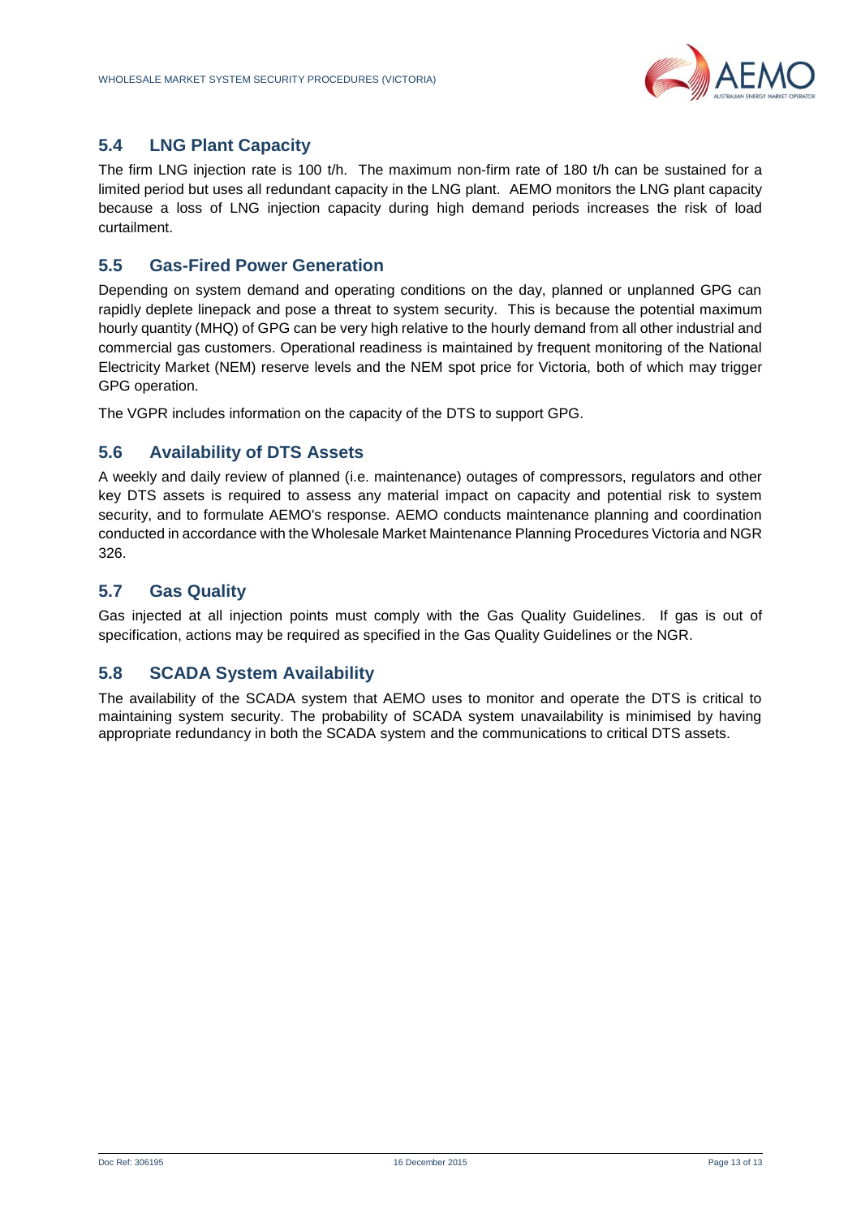## 5.4 LNG Plant Capacity

The firm LNG injection rate is 100 t/h. The maximum non-firm rate of 180 t/h can be sustained for a limited period but uses all redundant capacity in the LNG plant. AEMO monitors the LNG plant capacity because a loss of LNG injection capacity during high demand periods increases the risk of load curtailment.

## 5.5 Gas-Fired Power Generation

Depending on system demand and operating conditions on the day, planned or unplanned GPG can rapidly deplete linepack and pose a threat to system security. This is because the potential maximum hourly quantity (MHQ) of GPG can be very high relative to the hourly demand from all other industrial and commercial gas customers. Operational readiness is maintained by frequent monitoring of the National Electricity Market (NEM) reserve levels and the NEM spot price for Victoria, both of which may trigger GPG operation.

The VGPR includes information on the capacity of the DTS to support GPG.

## 5.6 Availability of DTS Assets

A weekly and daily review of planned (i.e. maintenance) outages of compressors, regulators and other key DTS assets is required to assess any material impact on capacity and potential risk to system security, and to formulate AEMO's response. AEMO conducts maintenance planning and coordination conducted in accordance with the Wholesale Market Maintenance Planning Procedures Victoria and NGR 326.

## 5.7 Gas Quality

Gas injected at all injection points must comply with the Gas Quality Guidelines. If gas is out of specification, actions may be required as specified in the Gas Quality Guidelines or the NGR.

## 5.8 SCADA System Availability

The availability of the SCADA system that AEMO uses to monitor and operate the DTS is critical to maintaining system security. The probability of SCADA system unavailability is minimised by having appropriate redundancy in both the SCADA system and the communications to critical DTS assets.